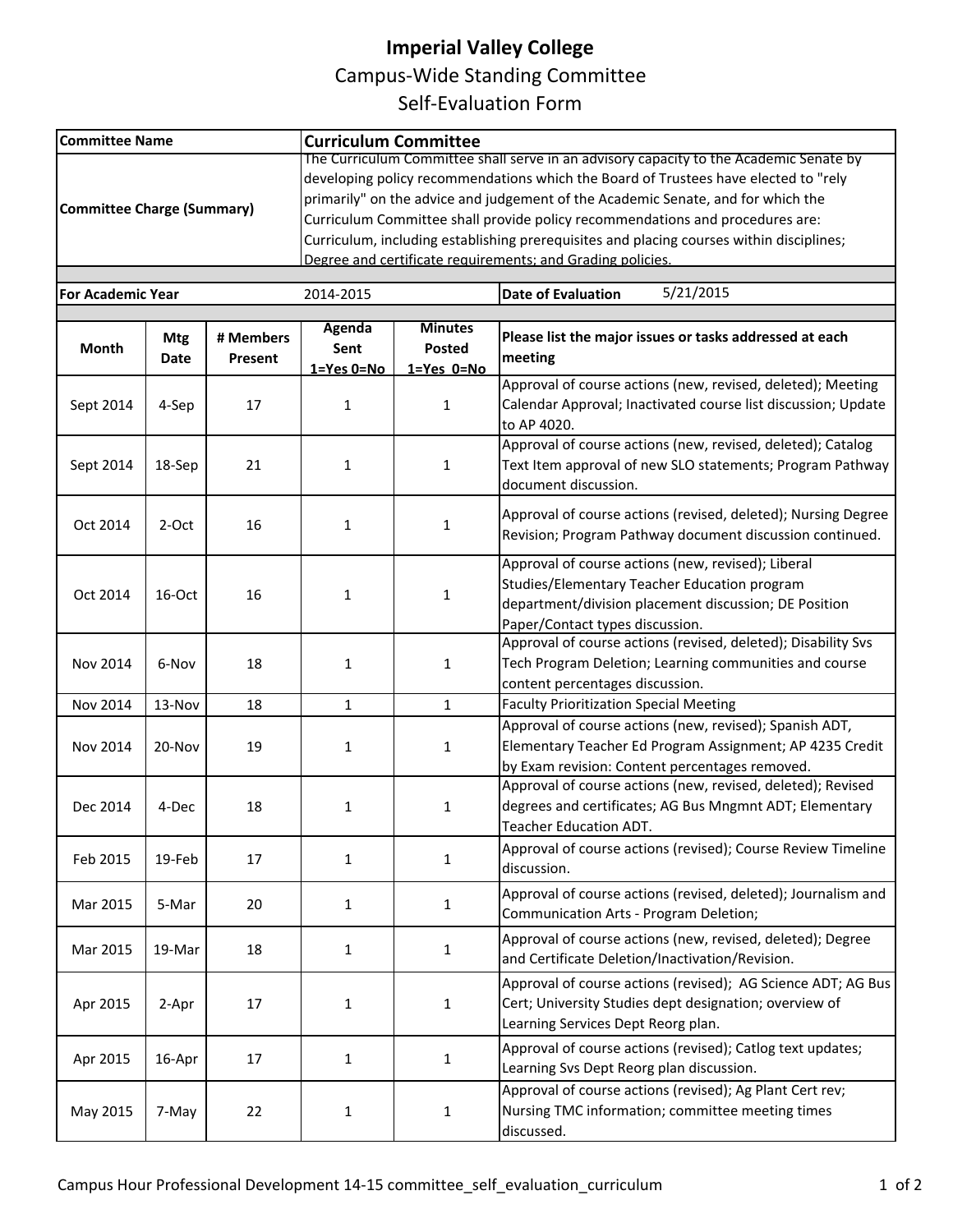# Imperial Valley College

## Campus-Wide Standing Committee

## Self-Evaluation Form

| | |
|---|---|
| **Committee Name** | **Curriculum Committee** |
| **Committee Charge (Summary)** | The Curriculum Committee shall serve in an advisory capacity to the Academic Senate by developing policy recommendations which the Board of Trustees have elected to "rely primarily" on the advice and judgement of the Academic Senate, and for which the Curriculum Committee shall provide policy recommendations and procedures are: Curriculum, including establishing prerequisites and placing courses within disciplines; Degree and certificate requirements; and Grading policies. |

| | | | |
|---|---|---|---|
| **For Academic Year** | 2014-2015 | **Date of Evaluation** | 5/21/2015 |

| Month | Mtg Date | # Members Present | Agenda Sent 1=Yes 0=No | Minutes Posted 1=Yes 0=No | Please list the major issues or tasks addressed at each meeting |
|---|---|---|---|---|---|
| Sept 2014 | 4-Sep | 17 | 1 | 1 | Approval of course actions (new, revised, deleted); Meeting Calendar Approval; Inactivated course list discussion; Update to AP 4020. |
| Sept 2014 | 18-Sep | 21 | 1 | 1 | Approval of course actions (new, revised, deleted); Catalog Text Item approval of new SLO statements; Program Pathway document discussion. |
| Oct 2014 | 2-Oct | 16 | 1 | 1 | Approval of course actions (revised, deleted); Nursing Degree Revision; Program Pathway document discussion continued. |
| Oct 2014 | 16-Oct | 16 | 1 | 1 | Approval of course actions (new, revised); Liberal Studies/Elementary Teacher Education program department/division placement discussion; DE Position Paper/Contact types discussion. |
| Nov 2014 | 6-Nov | 18 | 1 | 1 | Approval of course actions (revised, deleted); Disability Svs Tech Program Deletion; Learning communities and course content percentages discussion. |
| Nov 2014 | 13-Nov | 18 | 1 | 1 | Faculty Prioritization Special Meeting |
| Nov 2014 | 20-Nov | 19 | 1 | 1 | Approval of course actions (new, revised); Spanish ADT, Elementary Teacher Ed Program Assignment; AP 4235 Credit by Exam revision: Content percentages removed. |
| Dec 2014 | 4-Dec | 18 | 1 | 1 | Approval of course actions (new, revised, deleted); Revised degrees and certificates; AG Bus Mngmnt ADT; Elementary Teacher Education ADT. |
| Feb 2015 | 19-Feb | 17 | 1 | 1 | Approval of course actions (revised); Course Review Timeline discussion. |
| Mar 2015 | 5-Mar | 20 | 1 | 1 | Approval of course actions (revised, deleted); Journalism and Communication Arts - Program Deletion; |
| Mar 2015 | 19-Mar | 18 | 1 | 1 | Approval of course actions (new, revised, deleted); Degree and Certificate Deletion/Inactivation/Revision. |
| Apr 2015 | 2-Apr | 17 | 1 | 1 | Approval of course actions (revised); AG Science ADT; AG Bus Cert; University Studies dept designation; overview of Learning Services Dept Reorg plan. |
| Apr 2015 | 16-Apr | 17 | 1 | 1 | Approval of course actions (revised); Catlog text updates; Learning Svs Dept Reorg plan discussion. |
| May 2015 | 7-May | 22 | 1 | 1 | Approval of course actions (revised); Ag Plant Cert rev; Nursing TMC information; committee meeting times discussed. |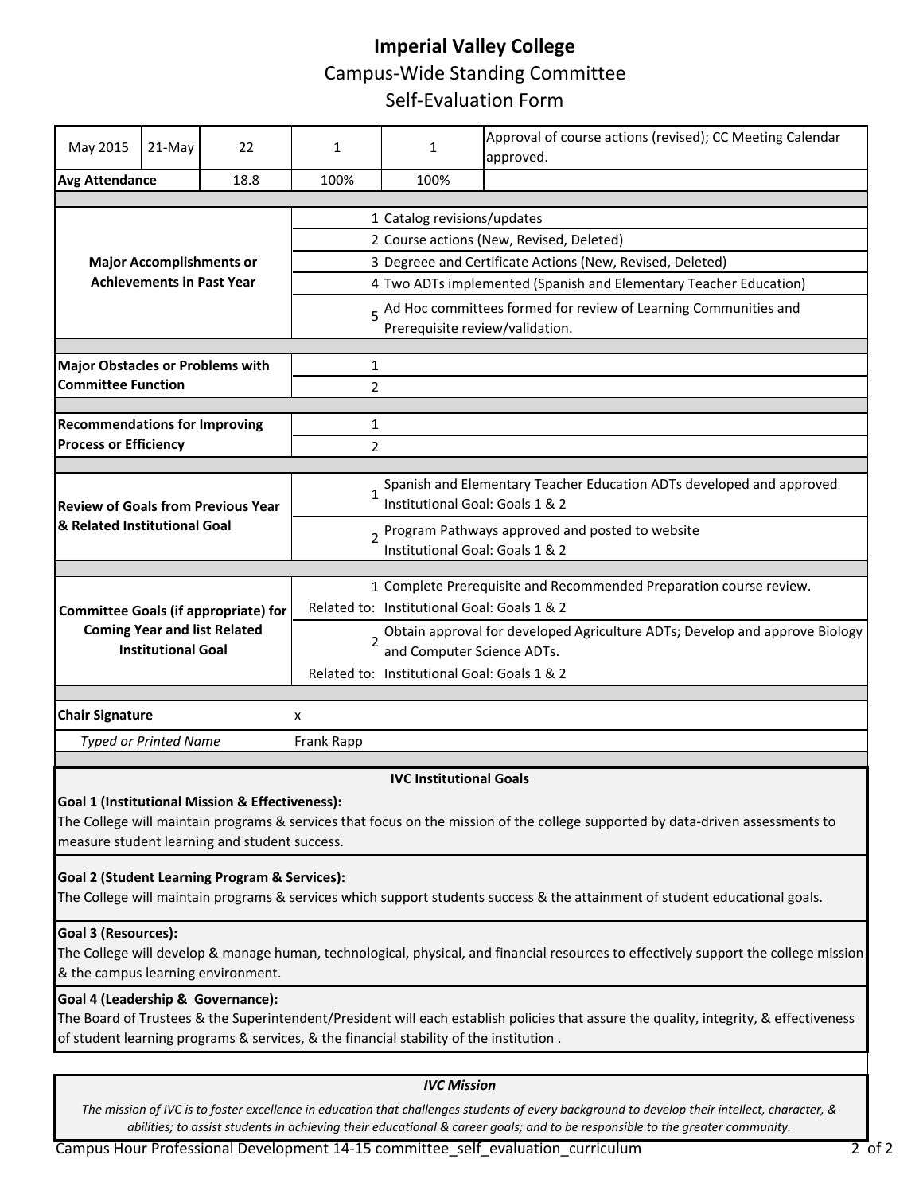# Imperial Valley College

## Campus-Wide Standing Committee

## Self-Evaluation Form

| | | | | | |
|---|---|---|---|---|---|
| May 2015 | 21-May | 22 | 1 | 1 | Approval of course actions (revised); CC Meeting Calendar approved. |
| **Avg Attendance** | | 18.8 | 100% | 100% | |

| | |
|---|---|
| **Major Accomplishments or Achievements in Past Year** | 1 Catalog revisions/updates |
| | 2 Course actions (New, Revised, Deleted) |
| | 3 Degreee and Certificate Actions (New, Revised, Deleted) |
| | 4 Two ADTs implemented (Spanish and Elementary Teacher Education) |
| | 5 Ad Hoc committees formed for review of Learning Communities and Prerequisite review/validation. |
| **Major Obstacles or Problems with Committee Function** | 1 |
| | 2 |
| **Recommendations for Improving Process or Efficiency** | 1 |
| | 2 |
| **Review of Goals from Previous Year & Related Institutional Goal** | 1 Spanish and Elementary Teacher Education ADTs developed and approved<br>Institutional Goal: Goals 1 & 2 |
| | 2 Program Pathways approved and posted to website<br>Institutional Goal: Goals 1 & 2 |
| **Committee Goals (if appropriate) for Coming Year and list Related Institutional Goal** | 1 Complete Prerequisite and Recommended Preparation course review.<br>Related to: Institutional Goal: Goals 1 & 2 |
| | 2 Obtain approval for developed Agriculture ADTs; Develop and approve Biology and Computer Science ADTs.<br>Related to: Institutional Goal: Goals 1 & 2 |
| **Chair Signature** | x |
| *Typed or Printed Name* | Frank Rapp |

### IVC Institutional Goals

**Goal 1 (Institutional Mission & Effectiveness):**
The College will maintain programs & services that focus on the mission of the college supported by data-driven assessments to measure student learning and student success.

**Goal 2 (Student Learning Program & Services):**
The College will maintain programs & services which support students success & the attainment of student educational goals.

**Goal 3 (Resources):**
The College will develop & manage human, technological, physical, and financial resources to effectively support the college mission & the campus learning environment.

**Goal 4 (Leadership & Governance):**
The Board of Trustees & the Superintendent/President will each establish policies that assure the quality, integrity, & effectiveness of student learning programs & services, & the financial stability of the institution .

***IVC Mission***

*The mission of IVC is to foster excellence in education that challenges students of every background to develop their intellect, character, & abilities; to assist students in achieving their educational & career goals; and to be responsible to the greater community.*

Campus Hour Professional Development 14-15 committee_self_evaluation_curriculum